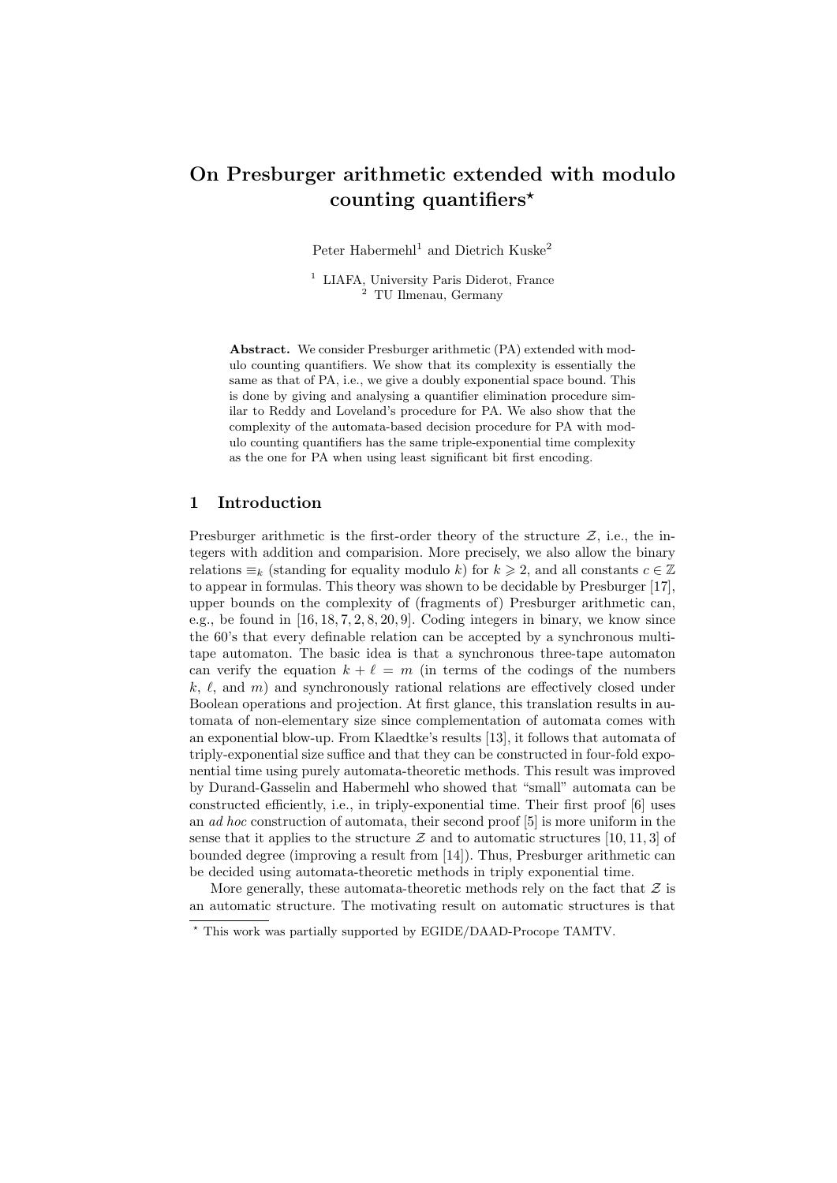# On Presburger arithmetic extended with modulo counting quantifiers*

Peter Habermehl[1] and Dietrich Kuske[2]

[1] LIAFA, University Paris Diderot, France
[2] TU Ilmenau, Germany

**Abstract.** We consider Presburger arithmetic (PA) extended with modulo counting quantifiers. We show that its complexity is essentially the same as that of PA, i.e., we give a doubly exponential space bound. This is done by giving and analysing a quantifier elimination procedure similar to Reddy and Loveland's procedure for PA. We also show that the complexity of the automata-based decision procedure for PA with modulo counting quantifiers has the same triple-exponential time complexity as the one for PA when using least significant bit first encoding.

## 1 Introduction

Presburger arithmetic is the first-order theory of the structure $\mathcal{Z}$, i.e., the integers with addition and comparision. More precisely, we also allow the binary relations $\equiv_k$ (standing for equality modulo $k$) for $k \geqslant 2$, and all constants $c \in \mathbb{Z}$ to appear in formulas. This theory was shown to be decidable by Presburger [17], upper bounds on the complexity of (fragments of) Presburger arithmetic can, e.g., be found in [16, 18, 7, 2, 8, 20, 9]. Coding integers in binary, we know since the 60's that every definable relation can be accepted by a synchronous multi-tape automaton. The basic idea is that a synchronous three-tape automaton can verify the equation $k + \ell = m$ (in terms of the codings of the numbers $k$, $\ell$, and $m$) and synchronously rational relations are effectively closed under Boolean operations and projection. At first glance, this translation results in automata of non-elementary size since complementation of automata comes with an exponential blow-up. From Klaedtke's results [13], it follows that automata of triply-exponential size suffice and that they can be constructed in four-fold exponential time using purely automata-theoretic methods. This result was improved by Durand-Gasselin and Habermehl who showed that "small" automata can be constructed efficiently, i.e., in triply-exponential time. Their first proof [6] uses an *ad hoc* construction of automata, their second proof [5] is more uniform in the sense that it applies to the structure $\mathcal{Z}$ and to automatic structures [10, 11, 3] of bounded degree (improving a result from [14]). Thus, Presburger arithmetic can be decided using automata-theoretic methods in triply exponential time.

More generally, these automata-theoretic methods rely on the fact that $\mathcal{Z}$ is an automatic structure. The motivating result on automatic structures is that

* This work was partially supported by EGIDE/DAAD-Procope TAMTV.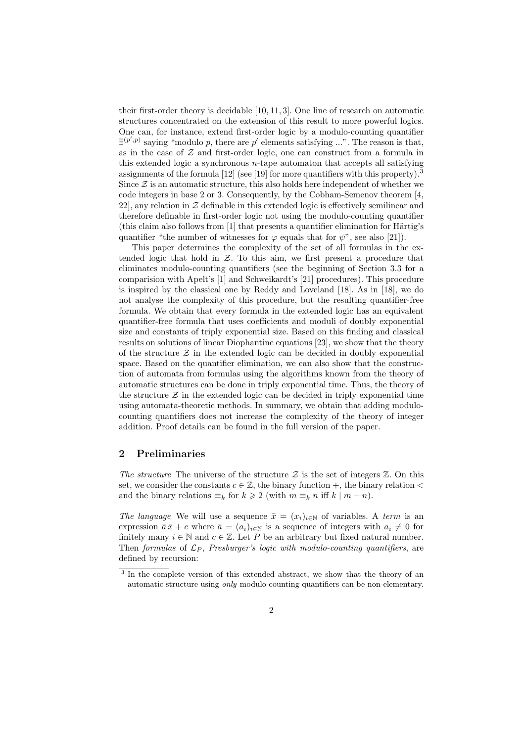their first-order theory is decidable [10, 11, 3]. One line of research on automatic structures concentrated on the extension of this result to more powerful logics. One can, for instance, extend first-order logic by a modulo-counting quantifier $\exists^{(p',p)}$ saying "modulo $p$, there are $p'$ elements satisfying ...". The reason is that, as in the case of $\mathcal{Z}$ and first-order logic, one can construct from a formula in this extended logic a synchronous $n$-tape automaton that accepts all satisfying assignments of the formula [12] (see [19] for more quantifiers with this property).[3] Since $\mathcal{Z}$ is an automatic structure, this also holds here independent of whether we code integers in base 2 or 3. Consequently, by the Cobham-Semenov theorem [4, 22], any relation in $\mathcal{Z}$ definable in this extended logic is effectively semilinear and therefore definable in first-order logic not using the modulo-counting quantifier (this claim also follows from [1] that presents a quantifier elimination for Härtig's quantifier "the number of witnesses for $\varphi$ equals that for $\psi$", see also [21]).

This paper determines the complexity of the set of all formulas in the extended logic that hold in $\mathcal{Z}$. To this aim, we first present a procedure that eliminates modulo-counting quantifiers (see the beginning of Section 3.3 for a comparision with Apelt's [1] and Schweikardt's [21] procedures). This procedure is inspired by the classical one by Reddy and Loveland [18]. As in [18], we do not analyse the complexity of this procedure, but the resulting quantifier-free formula. We obtain that every formula in the extended logic has an equivalent quantifier-free formula that uses coefficients and moduli of doubly exponential size and constants of triply exponential size. Based on this finding and classical results on solutions of linear Diophantine equations [23], we show that the theory of the structure $\mathcal{Z}$ in the extended logic can be decided in doubly exponential space. Based on the quantifier elimination, we can also show that the construction of automata from formulas using the algorithms known from the theory of automatic structures can be done in triply exponential time. Thus, the theory of the structure $\mathcal{Z}$ in the extended logic can be decided in triply exponential time using automata-theoretic methods. In summary, we obtain that adding modulo-counting quantifiers does not increase the complexity of the theory of integer addition. Proof details can be found in the full version of the paper.

## 2 Preliminaries

*The structure* The universe of the structure $\mathcal{Z}$ is the set of integers $\mathbb{Z}$. On this set, we consider the constants $c \in \mathbb{Z}$, the binary function $+$, the binary relation $<$ and the binary relations $\equiv_k$ for $k \geqslant 2$ (with $m \equiv_k n$ iff $k \mid m - n$).

*The language* We will use a sequence $\bar{x} = (x_i)_{i \in \mathbb{N}}$ of variables. A *term* is an expression $\bar{a}\,\bar{x} + c$ where $\bar{a} = (a_i)_{i \in \mathbb{N}}$ is a sequence of integers with $a_i \neq 0$ for finitely many $i \in \mathbb{N}$ and $c \in \mathbb{Z}$. Let $P$ be an arbitrary but fixed natural number. Then *formulas* of $\mathcal{L}_P$, *Presburger's logic with modulo-counting quantifiers*, are defined by recursion:

[3] In the complete version of this extended abstract, we show that the theory of an automatic structure using *only* modulo-counting quantifiers can be non-elementary.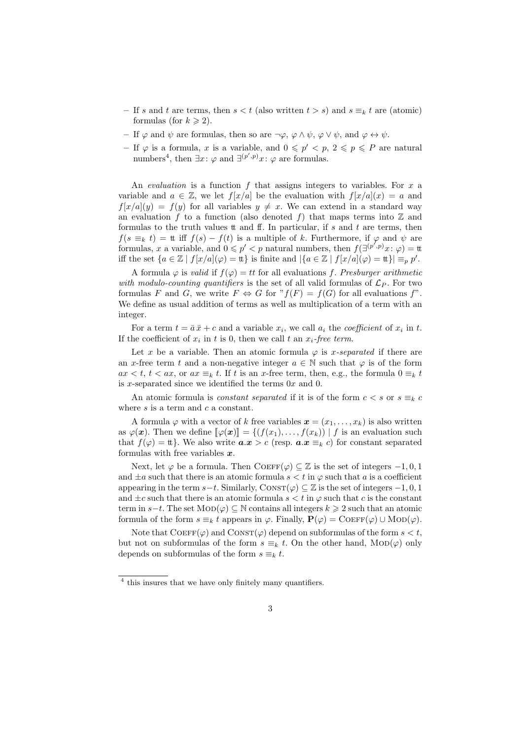- If $s$ and $t$ are terms, then $s < t$ (also written $t > s$) and $s \equiv_k t$ are (atomic) formulas (for $k \geqslant 2$).
- If $\varphi$ and $\psi$ are formulas, then so are $\neg\varphi$, $\varphi \wedge \psi$, $\varphi \vee \psi$, and $\varphi \leftrightarrow \psi$.
- If $\varphi$ is a formula, $x$ is a variable, and $0 \leqslant p' < p$, $2 \leqslant p \leqslant P$ are natural numbers[4], then $\exists x \colon \varphi$ and $\exists^{(p',p)} x \colon \varphi$ are formulas.

An *evaluation* is a function $f$ that assigns integers to variables. For $x$ a variable and $a \in \mathbb{Z}$, we let $f[x/a]$ be the evaluation with $f[x/a](x) = a$ and $f[x/a](y) = f(y)$ for all variables $y \neq x$. We can extend in a standard way an evaluation $f$ to a function (also denoted $f$) that maps terms into $\mathbb{Z}$ and formulas to the truth values $\mathtt{tt}$ and $\mathtt{ff}$. In particular, if $s$ and $t$ are terms, then $f(s \equiv_k t) = \mathtt{tt}$ iff $f(s) - f(t)$ is a multiple of $k$. Furthermore, if $\varphi$ and $\psi$ are formulas, $x$ a variable, and $0 \leqslant p' < p$ natural numbers, then $f(\exists^{(p',p)} x \colon \varphi) = \mathtt{tt}$ iff the set $\{a \in \mathbb{Z} \mid f[x/a](\varphi) = \mathtt{tt}\}$ is finite and $|\{a \in \mathbb{Z} \mid f[x/a](\varphi) = \mathtt{tt}\}| \equiv_p p'$.

A formula $\varphi$ is *valid* if $f(\varphi) = tt$ for all evaluations $f$. *Presburger arithmetic with modulo-counting quantifiers* is the set of all valid formulas of $\mathcal{L}_P$. For two formulas $F$ and $G$, we write $F \Leftrightarrow G$ for "$f(F) = f(G)$ for all evaluations $f$". We define as usual addition of terms as well as multiplication of a term with an integer.

For a term $t = \bar{a}\,\bar{x} + c$ and a variable $x_i$, we call $a_i$ the *coefficient* of $x_i$ in $t$. If the coefficient of $x_i$ in $t$ is 0, then we call $t$ an $x_i$*-free term*.

Let $x$ be a variable. Then an atomic formula $\varphi$ is $x$*-separated* if there are an $x$-free term $t$ and a non-negative integer $a \in \mathbb{N}$ such that $\varphi$ is of the form $ax < t$, $t < ax$, or $ax \equiv_k t$. If $t$ is an $x$-free term, then, e.g., the formula $0 \equiv_k t$ is $x$-separated since we identified the terms $0x$ and $0$.

An atomic formula is *constant separated* if it is of the form $c < s$ or $s \equiv_k c$ where $s$ is a term and $c$ a constant.

A formula $\varphi$ with a vector of $k$ free variables $\boldsymbol{x} = (x_1, \ldots, x_k)$ is also written as $\varphi(\boldsymbol{x})$. Then we define $[\![\varphi(\boldsymbol{x})]\!] = \{(f(x_1), \ldots, f(x_k)) \mid f$ is an evaluation such that $f(\varphi) = \mathtt{tt}\}$. We also write $\boldsymbol{a}.\boldsymbol{x} > c$ (resp. $\boldsymbol{a}.\boldsymbol{x} \equiv_k c$) for constant separated formulas with free variables $\boldsymbol{x}$.

Next, let $\varphi$ be a formula. Then $\textsc{Coeff}(\varphi) \subseteq \mathbb{Z}$ is the set of integers $-1, 0, 1$ and $\pm a$ such that there is an atomic formula $s < t$ in $\varphi$ such that $a$ is a coefficient appearing in the term $s - t$. Similarly, $\textsc{Const}(\varphi) \subseteq \mathbb{Z}$ is the set of integers $-1, 0, 1$ and $\pm c$ such that there is an atomic formula $s < t$ in $\varphi$ such that $c$ is the constant term in $s - t$. The set $\textsc{Mod}(\varphi) \subseteq \mathbb{N}$ contains all integers $k \geqslant 2$ such that an atomic formula of the form $s \equiv_k t$ appears in $\varphi$. Finally, $\mathbf{P}(\varphi) = \textsc{Coeff}(\varphi) \cup \textsc{Mod}(\varphi)$.

Note that $\textsc{Coeff}(\varphi)$ and $\textsc{Const}(\varphi)$ depend on subformulas of the form $s < t$, but not on subformulas of the form $s \equiv_k t$. On the other hand, $\textsc{Mod}(\varphi)$ only depends on subformulas of the form $s \equiv_k t$.

[4] this insures that we have only finitely many quantifiers.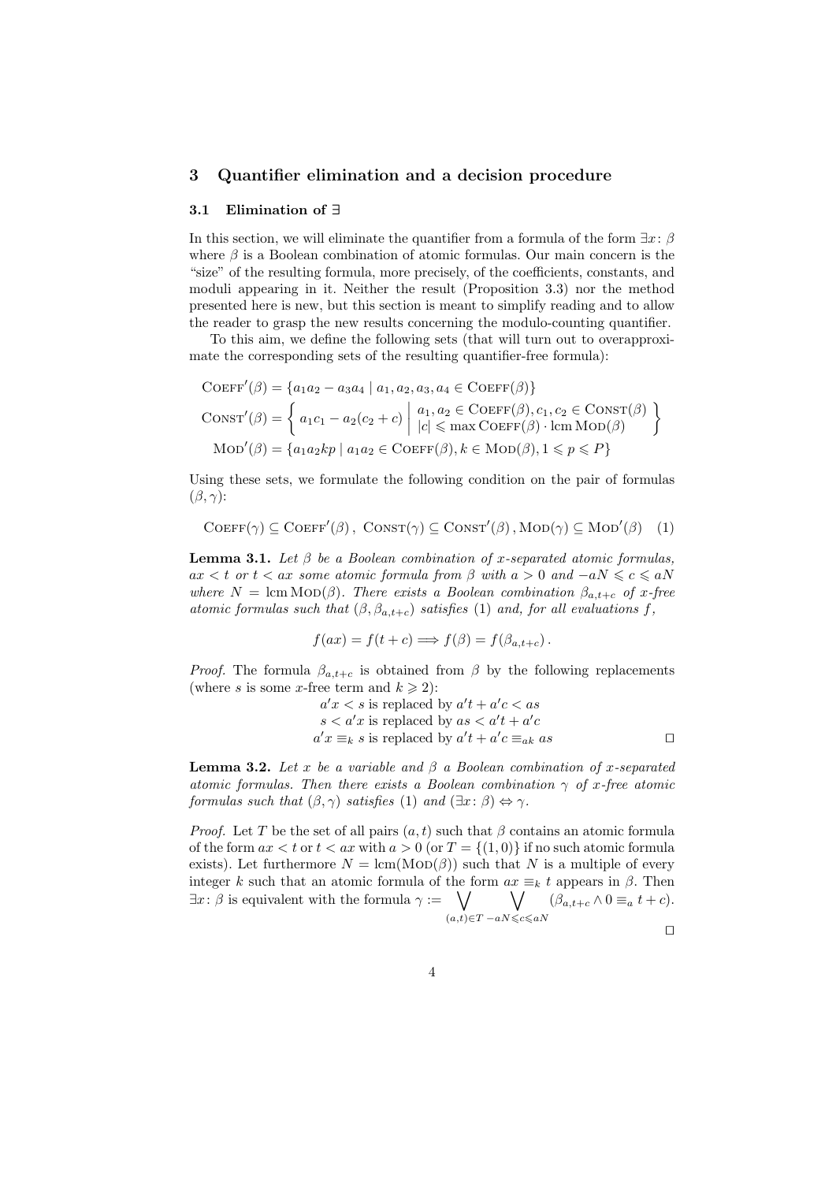## 3 Quantifier elimination and a decision procedure

### 3.1 Elimination of ∃

In this section, we will eliminate the quantifier from a formula of the form $\exists x\colon \beta$ where $\beta$ is a Boolean combination of atomic formulas. Our main concern is the "size" of the resulting formula, more precisely, of the coefficients, constants, and moduli appearing in it. Neither the result (Proposition 3.3) nor the method presented here is new, but this section is meant to simplify reading and to allow the reader to grasp the new results concerning the modulo-counting quantifier.

To this aim, we define the following sets (that will turn out to overapproximate the corresponding sets of the resulting quantifier-free formula):

$$\textsc{Coeff}'(\beta) = \{a_1a_2 - a_3a_4 \mid a_1, a_2, a_3, a_4 \in \textsc{Coeff}(\beta)\}$$

$$\textsc{Const}'(\beta) = \left\{ a_1c_1 - a_2(c_2 + c) \;\middle|\; \begin{array}{l} a_1, a_2 \in \textsc{Coeff}(\beta), c_1, c_2 \in \textsc{Const}(\beta) \\ |c| \leqslant \max \textsc{Coeff}(\beta) \cdot \operatorname{lcm} \textsc{Mod}(\beta) \end{array} \right\}$$

$$\textsc{Mod}'(\beta) = \{a_1a_2kp \mid a_1a_2 \in \textsc{Coeff}(\beta), k \in \textsc{Mod}(\beta), 1 \leqslant p \leqslant P\}$$

Using these sets, we formulate the following condition on the pair of formulas $(\beta, \gamma)$:

$$\textsc{Coeff}(\gamma) \subseteq \textsc{Coeff}'(\beta)\,,\ \textsc{Const}(\gamma) \subseteq \textsc{Const}'(\beta)\,, \textsc{Mod}(\gamma) \subseteq \textsc{Mod}'(\beta) \quad (1)$$

**Lemma 3.1.** *Let $\beta$ be a Boolean combination of $x$-separated atomic formulas, $ax < t$ or $t < ax$ some atomic formula from $\beta$ with $a > 0$ and $-aN \leqslant c \leqslant aN$ where $N = \operatorname{lcm} \textsc{Mod}(\beta)$. There exists a Boolean combination $\beta_{a,t+c}$ of $x$-free atomic formulas such that $(\beta, \beta_{a,t+c})$ satisfies (1) and, for all evaluations $f$,*

$$f(ax) = f(t + c) \Longrightarrow f(\beta) = f(\beta_{a,t+c})\,.$$

*Proof.* The formula $\beta_{a,t+c}$ is obtained from $\beta$ by the following replacements (where $s$ is some $x$-free term and $k \geqslant 2$):

$a'x < s$ is replaced by $a't + a'c < as$
$s < a'x$ is replaced by $as < a't + a'c$
$a'x \equiv_k s$ is replaced by $a't + a'c \equiv_{ak} as$ ☐

**Lemma 3.2.** *Let $x$ be a variable and $\beta$ a Boolean combination of $x$-separated atomic formulas. Then there exists a Boolean combination $\gamma$ of $x$-free atomic formulas such that $(\beta, \gamma)$ satisfies (1) and $(\exists x\colon \beta) \Leftrightarrow \gamma$.*

*Proof.* Let $T$ be the set of all pairs $(a, t)$ such that $\beta$ contains an atomic formula of the form $ax < t$ or $t < ax$ with $a > 0$ (or $T = \{(1, 0)\}$ if no such atomic formula exists). Let furthermore $N = \operatorname{lcm}(\textsc{Mod}(\beta))$ such that $N$ is a multiple of every integer $k$ such that an atomic formula of the form $ax \equiv_k t$ appears in $\beta$. Then $\exists x\colon \beta$ is equivalent with the formula $\gamma := \bigvee_{(a,t)\in T} \bigvee_{-aN \leqslant c \leqslant aN} (\beta_{a,t+c} \wedge 0 \equiv_a t + c)$. ☐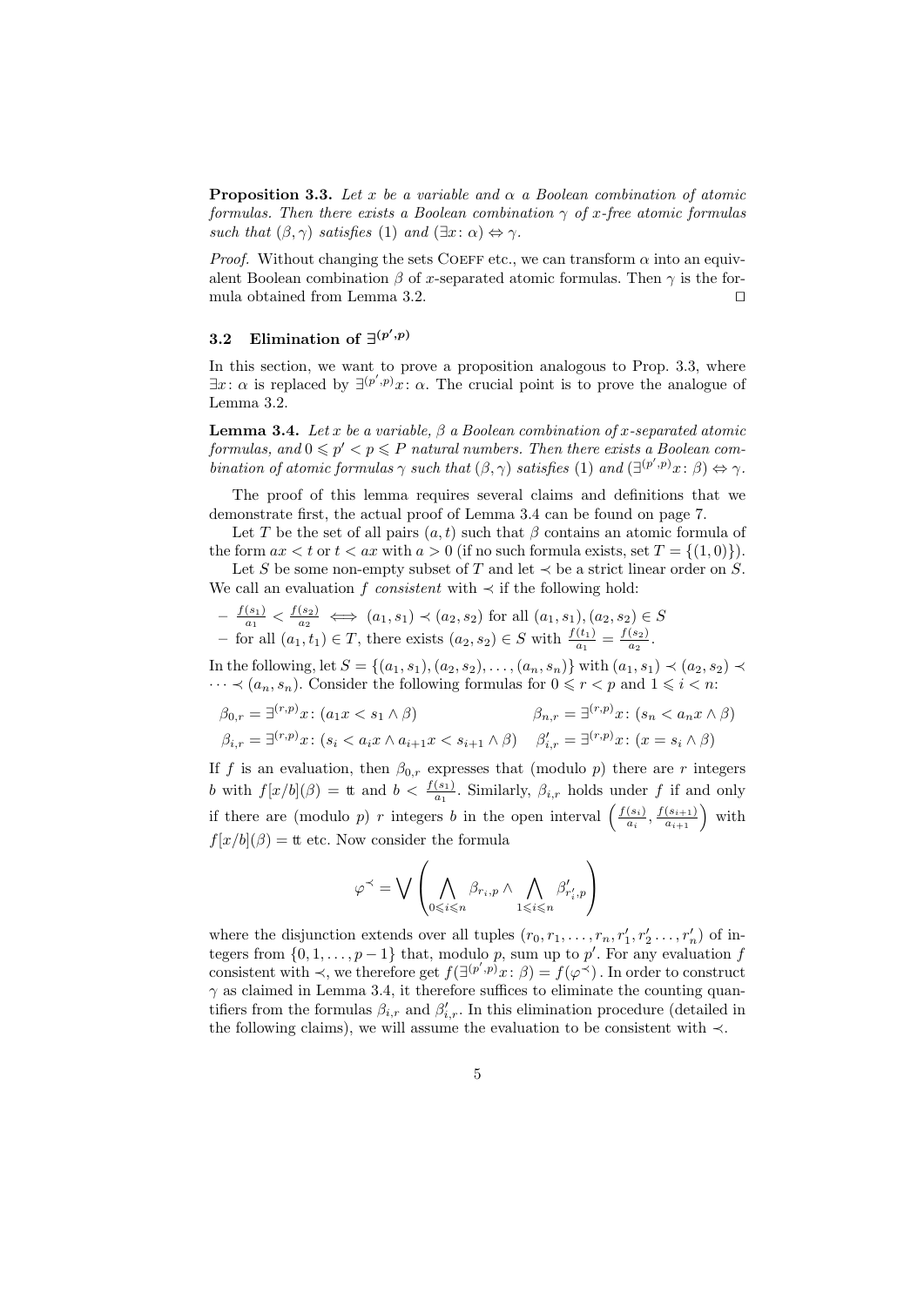**Proposition 3.3.** *Let $x$ be a variable and $\alpha$ a Boolean combination of atomic formulas. Then there exists a Boolean combination $\gamma$ of $x$-free atomic formulas such that $(\beta, \gamma)$ satisfies (1) and $(\exists x\colon \alpha) \Leftrightarrow \gamma$.*

*Proof.* Without changing the sets COEFF etc., we can transform $\alpha$ into an equivalent Boolean combination $\beta$ of $x$-separated atomic formulas. Then $\gamma$ is the formula obtained from Lemma 3.2. ◻

### 3.2 Elimination of $\exists^{(p',p)}$

In this section, we want to prove a proposition analogous to Prop. 3.3, where $\exists x\colon \alpha$ is replaced by $\exists^{(p',p)} x\colon \alpha$. The crucial point is to prove the analogue of Lemma 3.2.

**Lemma 3.4.** *Let $x$ be a variable, $\beta$ a Boolean combination of $x$-separated atomic formulas, and $0 \leqslant p' < p \leqslant P$ natural numbers. Then there exists a Boolean combination of atomic formulas $\gamma$ such that $(\beta, \gamma)$ satisfies (1) and $(\exists^{(p',p)} x\colon \beta) \Leftrightarrow \gamma$.*

The proof of this lemma requires several claims and definitions that we demonstrate first, the actual proof of Lemma 3.4 can be found on page 7.

Let $T$ be the set of all pairs $(a, t)$ such that $\beta$ contains an atomic formula of the form $ax < t$ or $t < ax$ with $a > 0$ (if no such formula exists, set $T = \{(1, 0)\}$).

Let $S$ be some non-empty subset of $T$ and let $\prec$ be a strict linear order on $S$. We call an evaluation $f$ *consistent* with $\prec$ if the following hold:

- $\frac{f(s_1)}{a_1} < \frac{f(s_2)}{a_2} \iff (a_1, s_1) \prec (a_2, s_2)$ for all $(a_1, s_1), (a_2, s_2) \in S$
- for all $(a_1, t_1) \in T$, there exists $(a_2, s_2) \in S$ with $\frac{f(t_1)}{a_1} = \frac{f(s_2)}{a_2}$.

In the following, let $S = \{(a_1, s_1), (a_2, s_2), \ldots, (a_n, s_n)\}$ with $(a_1, s_1) \prec (a_2, s_2) \prec \cdots \prec (a_n, s_n)$. Consider the following formulas for $0 \leqslant r < p$ and $1 \leqslant i < n$:

$$\beta_{0,r} = \exists^{(r,p)} x\colon (a_1 x < s_1 \wedge \beta) \qquad \beta_{n,r} = \exists^{(r,p)} x\colon (s_n < a_n x \wedge \beta)$$

$$\beta_{i,r} = \exists^{(r,p)} x\colon (s_i < a_i x \wedge a_{i+1} x < s_{i+1} \wedge \beta) \quad \beta'_{i,r} = \exists^{(r,p)} x\colon (x = s_i \wedge \beta)$$

If $f$ is an evaluation, then $\beta_{0,r}$ expresses that (modulo $p$) there are $r$ integers $b$ with $f[x/b](\beta) = \mathtt{tt}$ and $b < \frac{f(s_1)}{a_1}$. Similarly, $\beta_{i,r}$ holds under $f$ if and only if there are (modulo $p$) $r$ integers $b$ in the open interval $\left(\frac{f(s_i)}{a_i}, \frac{f(s_{i+1})}{a_{i+1}}\right)$ with $f[x/b](\beta) = \mathtt{tt}$ etc. Now consider the formula

$$\varphi^{\prec} = \bigvee \left( \bigwedge_{0 \leqslant i \leqslant n} \beta_{r_i, p} \wedge \bigwedge_{1 \leqslant i \leqslant n} \beta'_{r'_i, p} \right)$$

where the disjunction extends over all tuples $(r_0, r_1, \ldots, r_n, r'_1, r'_2 \ldots, r'_n)$ of integers from $\{0, 1, \ldots, p-1\}$ that, modulo $p$, sum up to $p'$. For any evaluation $f$ consistent with $\prec$, we therefore get $f(\exists^{(p',p)} x\colon \beta) = f(\varphi^{\prec})$. In order to construct $\gamma$ as claimed in Lemma 3.4, it therefore suffices to eliminate the counting quantifiers from the formulas $\beta_{i,r}$ and $\beta'_{i,r}$. In this elimination procedure (detailed in the following claims), we will assume the evaluation to be consistent with $\prec$.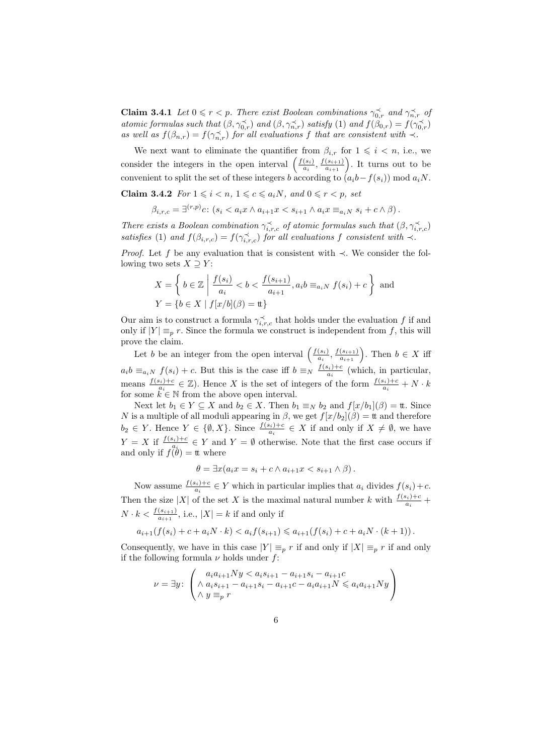**Claim 3.4.1** *Let $0 \leqslant r < p$. There exist Boolean combinations $\gamma^{\prec}_{0,r}$ and $\gamma^{\prec}_{n,r}$ of atomic formulas such that $(\beta, \gamma^{\prec}_{0,r})$ and $(\beta, \gamma^{\prec}_{n,r})$ satisfy (1) and $f(\beta_{0,r}) = f(\gamma^{\prec}_{0,r})$ as well as $f(\beta_{n,r}) = f(\gamma^{\prec}_{n,r})$ for all evaluations $f$ that are consistent with $\prec$.*

We next want to eliminate the quantifier from $\beta_{i,r}$ for $1 \leqslant i < n$, i.e., we consider the integers in the open interval $\left(\frac{f(s_i)}{a_i}, \frac{f(s_{i+1})}{a_{i+1}}\right)$. It turns out to be convenient to split the set of these integers $b$ according to $(a_i b - f(s_i)) \bmod a_i N$.

**Claim 3.4.2** *For $1 \leqslant i < n$, $1 \leqslant c \leqslant a_i N$, and $0 \leqslant r < p$, set*

$$\beta_{i,r,c} = \exists^{(r,p)} c\colon (s_i < a_i x \wedge a_{i+1} x < s_{i+1} \wedge a_i x \equiv_{a_i N} s_i + c \wedge \beta)\,.$$

*There exists a Boolean combination $\gamma^{\prec}_{i,r,c}$ of atomic formulas such that $(\beta, \gamma^{\prec}_{i,r,c})$ satisfies (1) and $f(\beta_{i,r,c}) = f(\gamma^{\prec}_{i,r,c})$ for all evaluations $f$ consistent with $\prec$.*

*Proof.* Let $f$ be any evaluation that is consistent with $\prec$. We consider the following two sets $X \supseteq Y$:

$$X = \left\{ b \in \mathbb{Z} \;\middle|\; \frac{f(s_i)}{a_i} < b < \frac{f(s_{i+1})}{a_{i+1}}, a_i b \equiv_{a_i N} f(s_i) + c \right\} \text{ and}$$
$$Y = \{ b \in X \mid f[x/b](\beta) = \mathtt{tt} \}$$

Our aim is to construct a formula $\gamma^{\prec}_{i,r,c}$ that holds under the evaluation $f$ if and only if $|Y| \equiv_p r$. Since the formula we construct is independent from $f$, this will prove the claim.

Let $b$ be an integer from the open interval $\left(\frac{f(s_i)}{a_i}, \frac{f(s_{i+1})}{a_{i+1}}\right)$. Then $b \in X$ iff $a_i b \equiv_{a_i N} f(s_i) + c$. But this is the case iff $b \equiv_N \frac{f(s_i)+c}{a_i}$ (which, in particular, means $\frac{f(s_i)+c}{a_i} \in \mathbb{Z}$). Hence $X$ is the set of integers of the form $\frac{f(s_i)+c}{a_i} + N \cdot k$ for some $k \in \mathbb{N}$ from the above open interval.

Next let $b_1 \in Y \subseteq X$ and $b_2 \in X$. Then $b_1 \equiv_N b_2$ and $f[x/b_1](\beta) = \mathtt{tt}$. Since $N$ is a multiple of all moduli appearing in $\beta$, we get $f[x/b_2](\beta) = \mathtt{tt}$ and therefore $b_2 \in Y$. Hence $Y \in \{\emptyset, X\}$. Since $\frac{f(s_i)+c}{a_i} \in X$ if and only if $X \neq \emptyset$, we have $Y = X$ if $\frac{f(s_i)+c}{a_i} \in Y$ and $Y = \emptyset$ otherwise. Note that the first case occurs if and only if $f(\theta) = \mathtt{tt}$ where

$$\theta = \exists x (a_i x = s_i + c \wedge a_{i+1} x < s_{i+1} \wedge \beta)\,.$$

Now assume $\frac{f(s_i)+c}{a_i} \in Y$ which in particular implies that $a_i$ divides $f(s_i) + c$. Then the size $|X|$ of the set $X$ is the maximal natural number $k$ with $\frac{f(s_i)+c}{a_i} + N \cdot k < \frac{f(s_{i+1})}{a_{i+1}}$, i.e., $|X| = k$ if and only if

$$a_{i+1}(f(s_i) + c + a_i N \cdot k) < a_i f(s_{i+1}) \leqslant a_{i+1}(f(s_i) + c + a_i N \cdot (k+1))\,.$$

Consequently, we have in this case $|Y| \equiv_p r$ if and only if $|X| \equiv_p r$ if and only if the following formula $\nu$ holds under $f$:

$$\nu = \exists y\colon \begin{pmatrix} a_i a_{i+1} N y < a_i s_{i+1} - a_{i+1} s_i - a_{i+1} c \\ \wedge\, a_i s_{i+1} - a_{i+1} s_i - a_{i+1} c - a_i a_{i+1} N \leqslant a_i a_{i+1} N y \\ \wedge\, y \equiv_p r \end{pmatrix}$$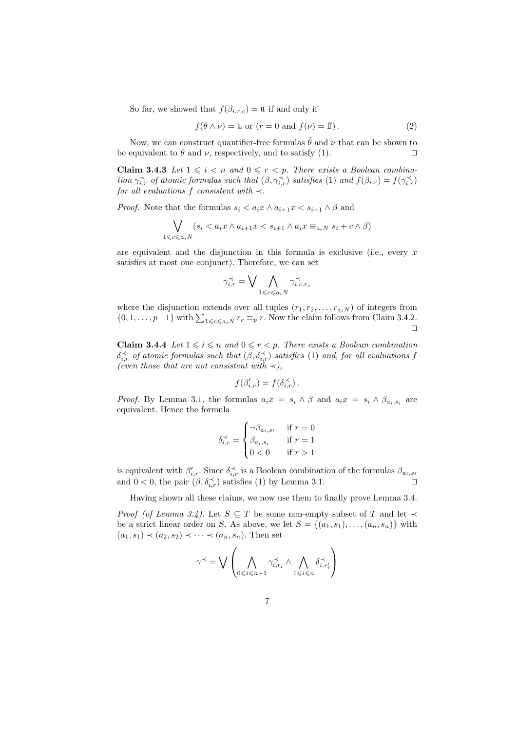So far, we showed that $f(\beta_{i,r,c}) = \mathtt{tt}$ if and only if

$$f(\theta \wedge \nu) = \mathtt{tt} \text{ or } (r = 0 \text{ and } f(\nu) = \mathtt{ff})\,. \tag{2}$$

Now, we can construct quantifier-free formulas $\bar{\theta}$ and $\bar{\nu}$ that can be shown to be equivalent to $\theta$ and $\nu$, respectively, and to satisfy (1). ◻

**Claim 3.4.3** *Let $1 \leqslant i < n$ and $0 \leqslant r < p$. There exists a Boolean combination $\gamma_{i,r}^{\prec}$ of atomic formulas such that $(\beta, \gamma_{i,r}^{\prec})$ satisfies* (1) *and $f(\beta_{i,r}) = f(\gamma_{i,r}^{\prec})$ for all evaluations $f$ consistent with $\prec$.*

*Proof.* Note that the formulas $s_i < a_i x \wedge a_{i+1} x < s_{i+1} \wedge \beta$ and

$$\bigvee_{1 \leqslant c \leqslant a_i N} (s_i < a_i x \wedge a_{i+1} x < s_{i+1} \wedge a_i x \equiv_{a_i N} s_i + c \wedge \beta)$$

are equivalent and the disjunction in this formula is exclusive (i.e., every $x$ satisfies at most one conjunct). Therefore, we can set

$$\gamma_{i,r}^{\prec} = \bigvee \bigwedge_{1 \leqslant c \leqslant a_i N} \gamma_{i,c,r_c}^{\prec}$$

where the disjunction extends over all tuples $(r_1, r_2, \ldots, r_{a_i N})$ of integers from $\{0, 1, \ldots, p-1\}$ with $\sum_{1 \leqslant c \leqslant a_i N} r_c \equiv_p r$. Now the claim follows from Claim 3.4.2. ◻

**Claim 3.4.4** *Let $1 \leqslant i \leqslant n$ and $0 \leqslant r < p$. There exists a Boolean combination $\delta_{i,r}^{\prec}$ of atomic formulas such that $(\beta, \delta_{i,r}^{\prec})$ satisfies* (1) *and, for all evaluations $f$ (even those that are not consistent with $\prec$),*

$$f(\beta'_{i,r}) = f(\delta_{i,r}^{\prec})\,.$$

*Proof.* By Lemma 3.1, the formulas $a_i x = s_i \wedge \beta$ and $a_i x = s_i \wedge \beta_{a_i, s_i}$ are equivalent. Hence the formula

$$\delta_{i,r}^{\prec} = \begin{cases} \neg \beta_{a_i, s_i} & \text{if } r = 0 \\ \beta_{a_i, s_i} & \text{if } r = 1 \\ 0 < 0 & \text{if } r > 1 \end{cases}$$

is equivalent with $\beta'_{i,r}$. Since $\delta_{i,r}^{\prec}$ is a Boolean combination of the formulas $\beta_{a_i, s_i}$ and $0 < 0$, the pair $(\beta, \delta_{i,r}^{\prec})$ satisfies (1) by Lemma 3.1. ◻

Having shown all these claims, we now use them to finally prove Lemma 3.4.

*Proof (of Lemma 3.4).* Let $S \subseteq T$ be some non-empty subset of $T$ and let $\prec$ be a strict linear order on $S$. As above, we let $S = \{(a_1, s_1), \ldots, (a_n, s_n)\}$ with $(a_1, s_1) \prec (a_2, s_2) \prec \cdots \prec (a_n, s_n)$. Then set

$$\gamma^{\prec} = \bigvee \left( \bigwedge_{0 \leqslant i \leqslant n+1} \gamma_{i, r_i}^{\prec} \wedge \bigwedge_{1 \leqslant i \leqslant n} \delta_{i, r'_i}^{\prec} \right)$$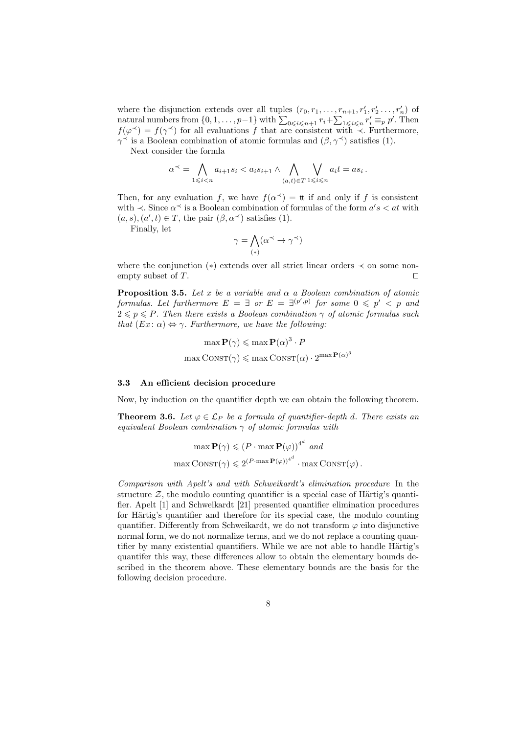where the disjunction extends over all tuples $(r_0, r_1, \ldots, r_{n+1}, r'_1, r'_2 \ldots, r'_n)$ of natural numbers from $\{0, 1, \ldots, p-1\}$ with $\sum_{0 \leqslant i \leqslant n+1} r_i + \sum_{1 \leqslant i \leqslant n} r'_i \equiv_p p'$. Then $f(\varphi^{\prec}) = f(\gamma^{\prec})$ for all evaluations $f$ that are consistent with $\prec$. Furthermore, $\gamma^{\prec}$ is a Boolean combination of atomic formulas and $(\beta, \gamma^{\prec})$ satisfies (1).

Next consider the formla

$$\alpha^{\prec} = \bigwedge_{1 \leqslant i < n} a_{i+1} s_i < a_i s_{i+1} \wedge \bigwedge_{(a,t) \in T} \bigvee_{1 \leqslant i \leqslant n} a_i t = a s_i .$$

Then, for any evaluation $f$, we have $f(\alpha^{\prec}) = \mathtt{tt}$ if and only if $f$ is consistent with $\prec$. Since $\alpha^{\prec}$ is a Boolean combination of formulas of the form $a's < at$ with $(a, s), (a', t) \in T$, the pair $(\beta, \alpha^{\prec})$ satisfies (1).

Finally, let

$$\gamma = \bigwedge_{(*)} (\alpha^{\prec} \to \gamma^{\prec})$$

where the conjunction $(*)$ extends over all strict linear orders $\prec$ on some non-empty subset of $T$. $\square$

**Proposition 3.5.** *Let $x$ be a variable and $\alpha$ a Boolean combination of atomic formulas. Let furthermore $E = \exists$ or $E = \exists^{(p',p)}$ for some $0 \leqslant p' < p$ and $2 \leqslant p \leqslant P$. Then there exists a Boolean combination $\gamma$ of atomic formulas such that $(Ex \colon \alpha) \Leftrightarrow \gamma$. Furthermore, we have the following:*

$$\max \mathbf{P}(\gamma) \leqslant \max \mathbf{P}(\alpha)^3 \cdot P$$

$$\max \mathrm{Const}(\gamma) \leqslant \max \mathrm{Const}(\alpha) \cdot 2^{\max \mathbf{P}(\alpha)^3}$$

### 3.3 An efficient decision procedure

Now, by induction on the quantifier depth we can obtain the following theorem.

**Theorem 3.6.** *Let $\varphi \in \mathcal{L}_P$ be a formula of quantifier-depth $d$. There exists an equivalent Boolean combination $\gamma$ of atomic formulas with*

$$\max \mathbf{P}(\gamma) \leqslant (P \cdot \max \mathbf{P}(\varphi))^{4^d} \text{ and}$$

$$\max \mathrm{Const}(\gamma) \leqslant 2^{(P \cdot \max \mathbf{P}(\varphi))^{4^d}} \cdot \max \mathrm{Const}(\varphi) .$$

*Comparison with Apelt's and with Schweikardt's elimination procedure* In the structure $\mathcal{Z}$, the modulo counting quantifier is a special case of Härtig's quantifier. Apelt [1] and Schweikardt [21] presented quantifier elimination procedures for Härtig's quantifier and therefore for its special case, the modulo counting quantifier. Differently from Schweikardt, we do not transform $\varphi$ into disjunctive normal form, we do not normalize terms, and we do not replace a counting quantifier by many existential quantifiers. While we are not able to handle Härtig's quantifer this way, these differences allow to obtain the elementary bounds described in the theorem above. These elementary bounds are the basis for the following decision procedure.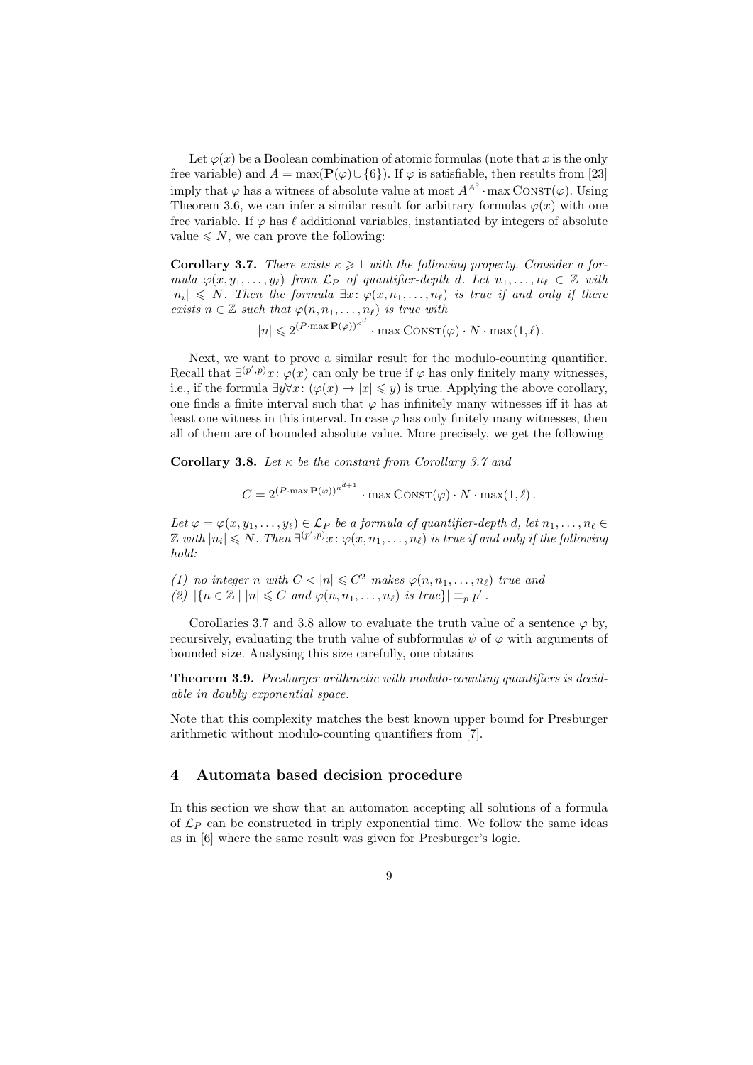Let $\varphi(x)$ be a Boolean combination of atomic formulas (note that $x$ is the only free variable) and $A = \max(\mathbf{P}(\varphi) \cup \{6\})$. If $\varphi$ is satisfiable, then results from [23] imply that $\varphi$ has a witness of absolute value at most $A^{A^5} \cdot \max \textsc{Const}(\varphi)$. Using Theorem 3.6, we can infer a similar result for arbitrary formulas $\varphi(x)$ with one free variable. If $\varphi$ has $\ell$ additional variables, instantiated by integers of absolute value $\leqslant N$, we can prove the following:

**Corollary 3.7.** *There exists $\kappa \geqslant 1$ with the following property. Consider a formula $\varphi(x, y_1, \ldots, y_\ell)$ from $\mathcal{L}_P$ of quantifier-depth $d$. Let $n_1, \ldots, n_\ell \in \mathbb{Z}$ with $|n_i| \leqslant N$. Then the formula $\exists x \colon \varphi(x, n_1, \ldots, n_\ell)$ is true if and only if there exists $n \in \mathbb{Z}$ such that $\varphi(n, n_1, \ldots, n_\ell)$ is true with*

$$|n| \leqslant 2^{(P \cdot \max \mathbf{P}(\varphi))^{\kappa^d}} \cdot \max \textsc{Const}(\varphi) \cdot N \cdot \max(1, \ell).$$

Next, we want to prove a similar result for the modulo-counting quantifier. Recall that $\exists^{(p',p)} x \colon \varphi(x)$ can only be true if $\varphi$ has only finitely many witnesses, i.e., if the formula $\exists y \forall x \colon (\varphi(x) \to |x| \leqslant y)$ is true. Applying the above corollary, one finds a finite interval such that $\varphi$ has infinitely many witnesses iff it has at least one witness in this interval. In case $\varphi$ has only finitely many witnesses, then all of them are of bounded absolute value. More precisely, we get the following

**Corollary 3.8.** *Let $\kappa$ be the constant from Corollary 3.7 and*

$$C = 2^{(P \cdot \max \mathbf{P}(\varphi))^{\kappa^{d+1}}} \cdot \max \textsc{Const}(\varphi) \cdot N \cdot \max(1, \ell)\,.$$

*Let $\varphi = \varphi(x, y_1, \ldots, y_\ell) \in \mathcal{L}_P$ be a formula of quantifier-depth $d$, let $n_1, \ldots, n_\ell \in \mathbb{Z}$ with $|n_i| \leqslant N$. Then $\exists^{(p',p)} x \colon \varphi(x, n_1, \ldots, n_\ell)$ is true if and only if the following hold:*

*(1) no integer $n$ with $C < |n| \leqslant C^2$ makes $\varphi(n, n_1, \ldots, n_\ell)$ true and*
*(2) $|\{n \in \mathbb{Z} \mid |n| \leqslant C \text{ and } \varphi(n, n_1, \ldots, n_\ell) \text{ is true}\}| \equiv_p p'$.*

Corollaries 3.7 and 3.8 allow to evaluate the truth value of a sentence $\varphi$ by, recursively, evaluating the truth value of subformulas $\psi$ of $\varphi$ with arguments of bounded size. Analysing this size carefully, one obtains

**Theorem 3.9.** *Presburger arithmetic with modulo-counting quantifiers is decidable in doubly exponential space.*

Note that this complexity matches the best known upper bound for Presburger arithmetic without modulo-counting quantifiers from [7].

## 4 Automata based decision procedure

In this section we show that an automaton accepting all solutions of a formula of $\mathcal{L}_P$ can be constructed in triply exponential time. We follow the same ideas as in [6] where the same result was given for Presburger's logic.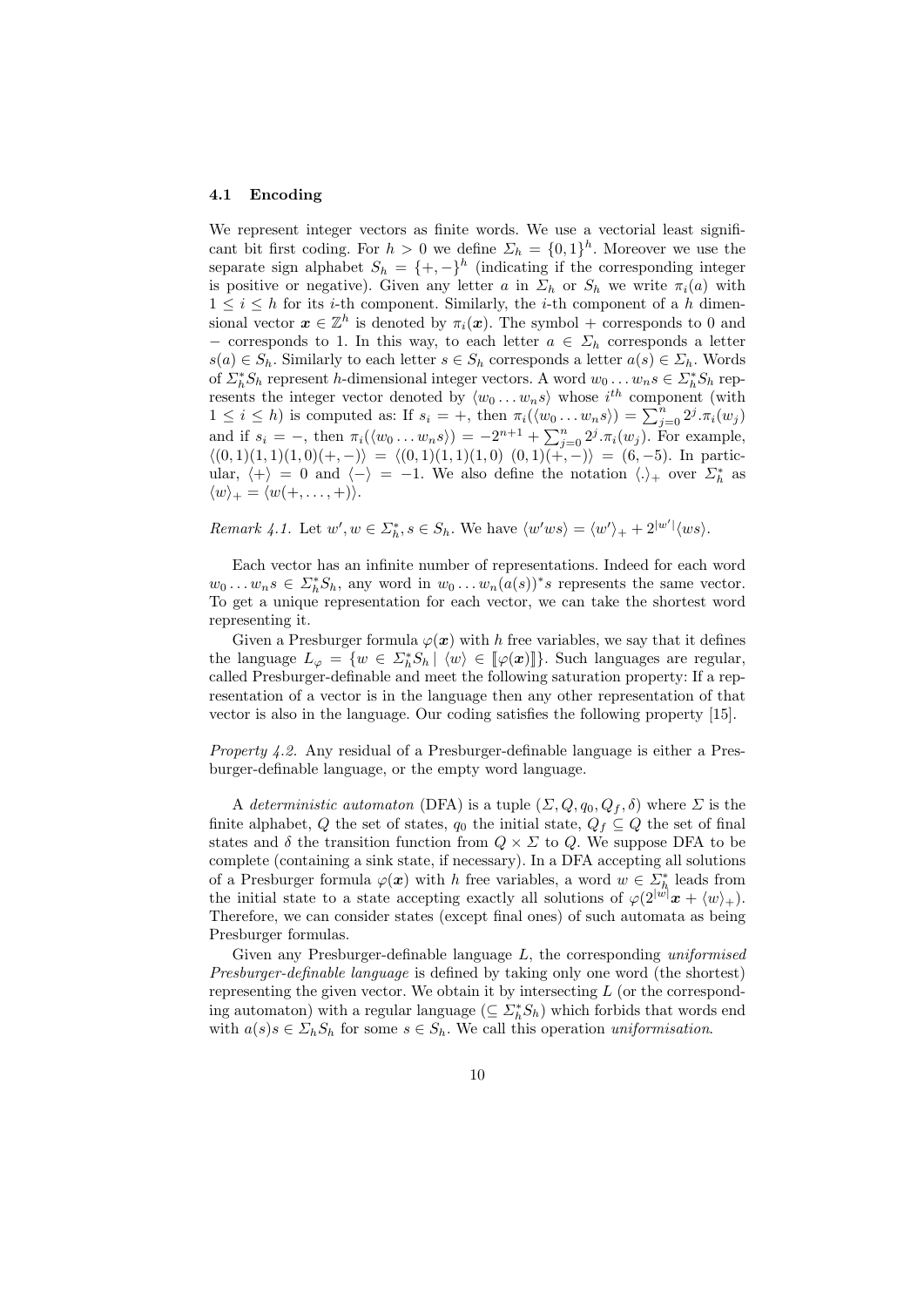### 4.1 Encoding

We represent integer vectors as finite words. We use a vectorial least significant bit first coding. For $h > 0$ we define $\Sigma_h = \{0,1\}^h$. Moreover we use the separate sign alphabet $S_h = \{+,-\}^h$ (indicating if the corresponding integer is positive or negative). Given any letter $a$ in $\Sigma_h$ or $S_h$ we write $\pi_i(a)$ with $1 \le i \le h$ for its $i$-th component. Similarly, the $i$-th component of a $h$ dimensional vector $\boldsymbol{x} \in \mathbb{Z}^h$ is denoted by $\pi_i(\boldsymbol{x})$. The symbol $+$ corresponds to 0 and $-$ corresponds to 1. In this way, to each letter $a \in \Sigma_h$ corresponds a letter $s(a) \in S_h$. Similarly to each letter $s \in S_h$ corresponds a letter $a(s) \in \Sigma_h$. Words of $\Sigma_h^* S_h$ represent $h$-dimensional integer vectors. A word $w_0 \dots w_n s \in \Sigma_h^* S_h$ represents the integer vector denoted by $\langle w_0 \dots w_n s \rangle$ whose $i^{th}$ component (with $1 \le i \le h$) is computed as: If $s_i = +$, then $\pi_i(\langle w_0 \dots w_n s \rangle) = \sum_{j=0}^{n} 2^j . \pi_i(w_j)$ and if $s_i = -$, then $\pi_i(\langle w_0 \dots w_n s \rangle) = -2^{n+1} + \sum_{j=0}^{n} 2^j . \pi_i(w_j)$. For example, $\langle (0,1)(1,1)(1,0)(+,-) \rangle = \langle (0,1)(1,1)(1,0)\ (0,1)(+,-) \rangle = (6,-5)$. In particular, $\langle + \rangle = 0$ and $\langle - \rangle = -1$. We also define the notation $\langle . \rangle_+$ over $\Sigma_h^*$ as $\langle w \rangle_+ = \langle w(+,\dots,+) \rangle$.

*Remark 4.1.* Let $w', w \in \Sigma_h^*, s \in S_h$. We have $\langle w'ws \rangle = \langle w' \rangle_+ + 2^{|w'|} \langle ws \rangle$.

Each vector has an infinite number of representations. Indeed for each word $w_0 \dots w_n s \in \Sigma_h^* S_h$, any word in $w_0 \dots w_n (a(s))^* s$ represents the same vector. To get a unique representation for each vector, we can take the shortest word representing it.

Given a Presburger formula $\varphi(\boldsymbol{x})$ with $h$ free variables, we say that it defines the language $L_\varphi = \{w \in \Sigma_h^* S_h \mid \langle w \rangle \in [\![\varphi(\boldsymbol{x})]\!]\}$. Such languages are regular, called Presburger-definable and meet the following saturation property: If a representation of a vector is in the language then any other representation of that vector is also in the language. Our coding satisfies the following property [15].

*Property 4.2.* Any residual of a Presburger-definable language is either a Presburger-definable language, or the empty word language.

A *deterministic automaton* (DFA) is a tuple $(\Sigma, Q, q_0, Q_f, \delta)$ where $\Sigma$ is the finite alphabet, $Q$ the set of states, $q_0$ the initial state, $Q_f \subseteq Q$ the set of final states and $\delta$ the transition function from $Q \times \Sigma$ to $Q$. We suppose DFA to be complete (containing a sink state, if necessary). In a DFA accepting all solutions of a Presburger formula $\varphi(\boldsymbol{x})$ with $h$ free variables, a word $w \in \Sigma_h^*$ leads from the initial state to a state accepting exactly all solutions of $\varphi(2^{|w|}\boldsymbol{x} + \langle w \rangle_+)$. Therefore, we can consider states (except final ones) of such automata as being Presburger formulas.

Given any Presburger-definable language $L$, the corresponding *uniformised Presburger-definable language* is defined by taking only one word (the shortest) representing the given vector. We obtain it by intersecting $L$ (or the corresponding automaton) with a regular language ($\subseteq \Sigma_h^* S_h$) which forbids that words end with $a(s)s \in \Sigma_h S_h$ for some $s \in S_h$. We call this operation *uniformisation*.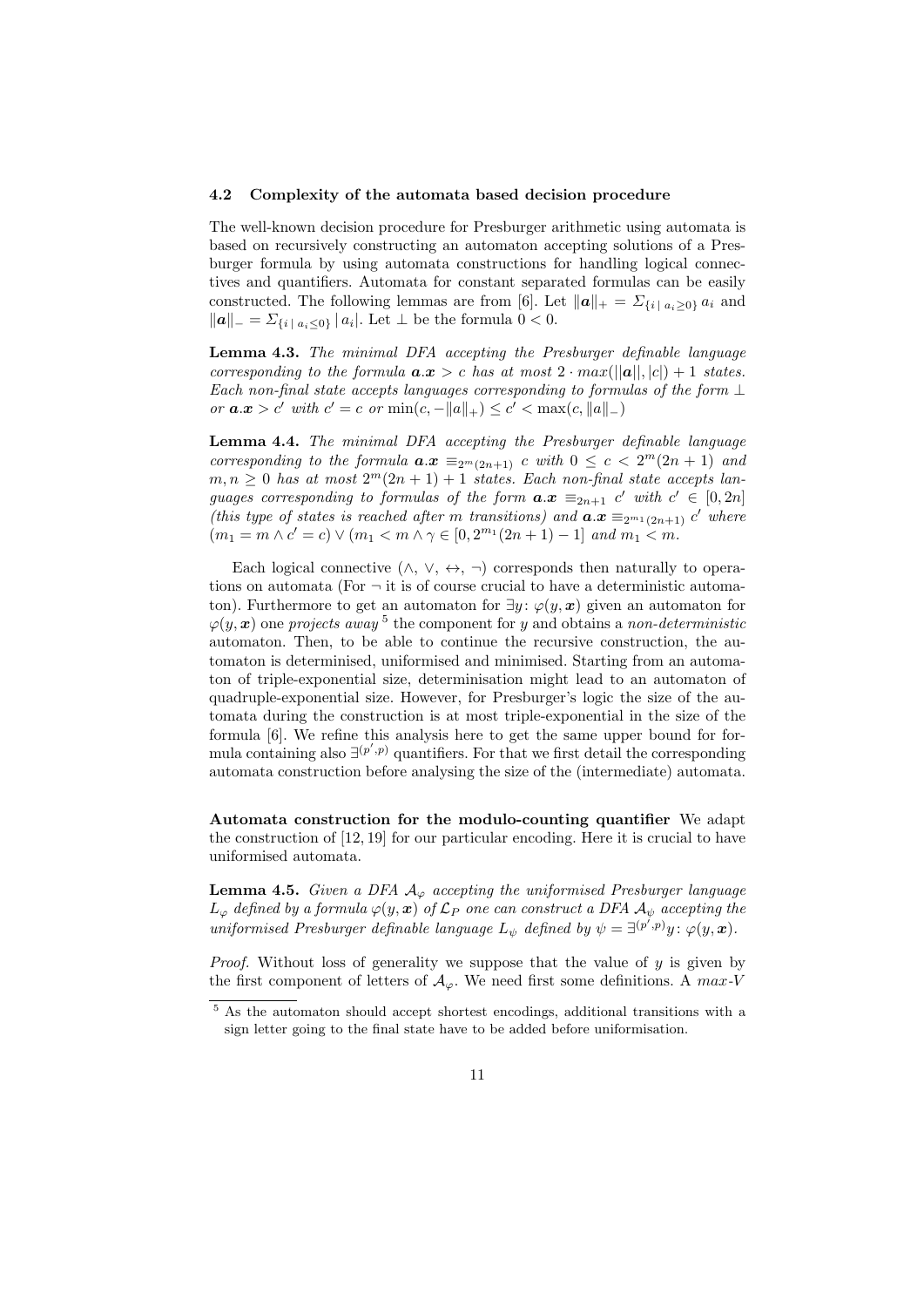### 4.2 Complexity of the automata based decision procedure

The well-known decision procedure for Presburger arithmetic using automata is based on recursively constructing an automaton accepting solutions of a Presburger formula by using automata constructions for handling logical connectives and quantifiers. Automata for constant separated formulas can be easily constructed. The following lemmas are from [6]. Let $\|\boldsymbol{a}\|_+ = \Sigma_{\{i \mid a_i \geq 0\}} a_i$ and $\|\boldsymbol{a}\|_- = \Sigma_{\{i \mid a_i \leq 0\}} |a_i|$. Let $\perp$ be the formula $0 < 0$.

**Lemma 4.3.** *The minimal DFA accepting the Presburger definable language corresponding to the formula $\boldsymbol{a}.\boldsymbol{x} > c$ has at most $2 \cdot max(||\boldsymbol{a}||, |c|) + 1$ states. Each non-final state accepts languages corresponding to formulas of the form $\perp$ or $\boldsymbol{a}.\boldsymbol{x} > c'$ with $c' = c$ or $\min(c, -\|a\|_+) \leq c' < \max(c, \|a\|_-)$*

**Lemma 4.4.** *The minimal DFA accepting the Presburger definable language corresponding to the formula $\boldsymbol{a}.\boldsymbol{x} \equiv_{2^m(2n+1)} c$ with $0 \leq c < 2^m(2n+1)$ and $m, n \geq 0$ has at most $2^m(2n+1) + 1$ states. Each non-final state accepts languages corresponding to formulas of the form $\boldsymbol{a}.\boldsymbol{x} \equiv_{2n+1} c'$ with $c' \in [0, 2n]$ (this type of states is reached after $m$ transitions) and $\boldsymbol{a}.\boldsymbol{x} \equiv_{2^{m_1}(2n+1)} c'$ where $(m_1 = m \wedge c' = c) \vee (m_1 < m \wedge \gamma \in [0, 2^{m_1}(2n+1) - 1]$ and $m_1 < m$.*

Each logical connective ($\wedge$, $\vee$, $\leftrightarrow$, $\neg$) corresponds then naturally to operations on automata (For $\neg$ it is of course crucial to have a deterministic automaton). Furthermore to get an automaton for $\exists y \colon \varphi(y, \boldsymbol{x})$ given an automaton for $\varphi(y, \boldsymbol{x})$ one *projects away*[5] the component for $y$ and obtains a *non-deterministic* automaton. Then, to be able to continue the recursive construction, the automaton is determinised, uniformised and minimised. Starting from an automaton of triple-exponential size, determinisation might lead to an automaton of quadruple-exponential size. However, for Presburger's logic the size of the automata during the construction is at most triple-exponential in the size of the formula [6]. We refine this analysis here to get the same upper bound for formula containing also $\exists^{(p',p)}$ quantifiers. For that we first detail the corresponding automata construction before analysing the size of the (intermediate) automata.

**Automata construction for the modulo-counting quantifier** We adapt the construction of [12, 19] for our particular encoding. Here it is crucial to have uniformised automata.

**Lemma 4.5.** *Given a DFA $\mathcal{A}_\varphi$ accepting the uniformised Presburger language $L_\varphi$ defined by a formula $\varphi(y, \boldsymbol{x})$ of $\mathcal{L}_P$ one can construct a DFA $\mathcal{A}_\psi$ accepting the uniformised Presburger definable language $L_\psi$ defined by $\psi = \exists^{(p',p)} y \colon \varphi(y, \boldsymbol{x})$.*

*Proof.* Without loss of generality we suppose that the value of $y$ is given by the first component of letters of $\mathcal{A}_\varphi$. We need first some definitions. A *max-V*

[5] As the automaton should accept shortest encodings, additional transitions with a sign letter going to the final state have to be added before uniformisation.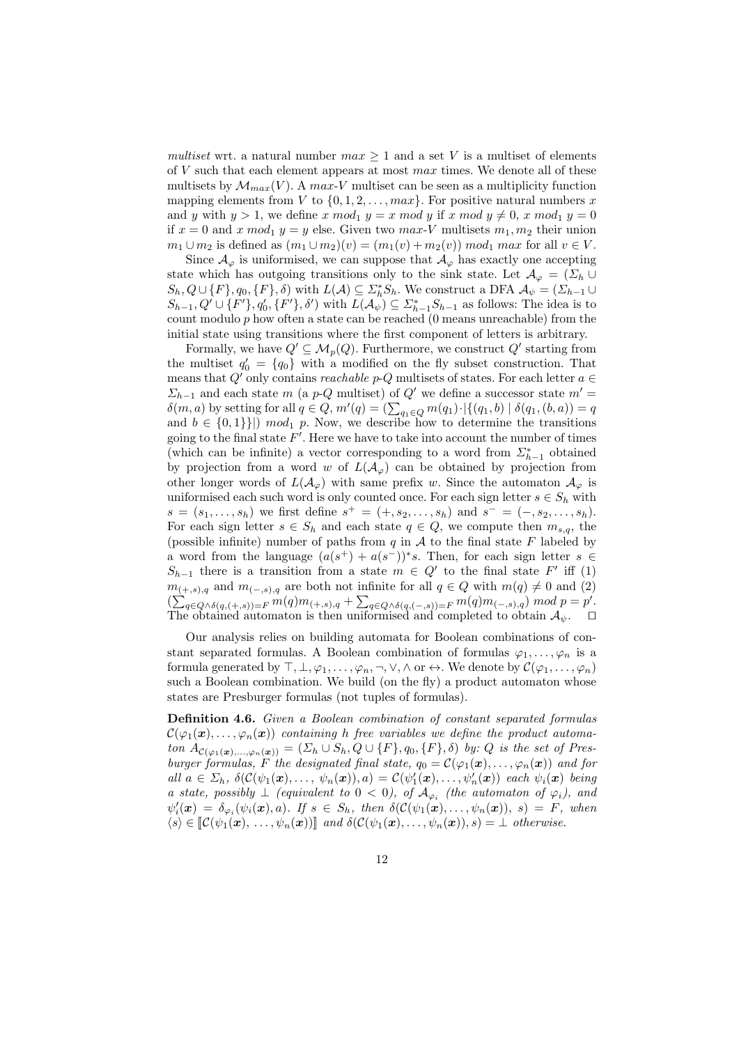*multiset* wrt. a natural number $max \geq 1$ and a set $V$ is a multiset of elements of $V$ such that each element appears at most $max$ times. We denote all of these multisets by $\mathcal{M}_{max}(V)$. A $max$-$V$ multiset can be seen as a multiplicity function mapping elements from $V$ to $\{0, 1, 2, \ldots, max\}$. For positive natural numbers $x$ and $y$ with $y > 1$, we define $x \ mod_1 \ y = x \ mod \ y$ if $x \ mod \ y \neq 0$, $x \ mod_1 \ y = 0$ if $x = 0$ and $x \ mod_1 \ y = y$ else. Given two $max$-$V$ multisets $m_1, m_2$ their union $m_1 \cup m_2$ is defined as $(m_1 \cup m_2)(v) = (m_1(v) + m_2(v)) \ mod_1 \ max$ for all $v \in V$.

Since $\mathcal{A}_\varphi$ is uniformised, we can suppose that $\mathcal{A}_\varphi$ has exactly one accepting state which has outgoing transitions only to the sink state. Let $\mathcal{A}_\varphi = (\Sigma_h \cup S_h, Q \cup \{F\}, q_0, \{F\}, \delta)$ with $L(\mathcal{A}) \subseteq \Sigma_h^* S_h$. We construct a DFA $\mathcal{A}_\psi = (\Sigma_{h-1} \cup S_{h-1}, Q' \cup \{F'\}, q_0', \{F'\}, \delta')$ with $L(\mathcal{A}_\psi) \subseteq \Sigma_{h-1}^* S_{h-1}$ as follows: The idea is to count modulo $p$ how often a state can be reached (0 means unreachable) from the initial state using transitions where the first component of letters is arbitrary.

Formally, we have $Q' \subseteq \mathcal{M}_p(Q)$. Furthermore, we construct $Q'$ starting from the multiset $q_0' = \{q_0\}$ with a modified on the fly subset construction. That means that $Q'$ only contains *reachable* $p$-$Q$ multisets of states. For each letter $a \in \Sigma_{h-1}$ and each state $m$ (a $p$-$Q$ multiset) of $Q'$ we define a successor state $m' = \delta(m, a)$ by setting for all $q \in Q$, $m'(q) = (\sum_{q_1 \in Q} m(q_1) \cdot |\{(q_1, b) \mid \delta(q_1, (b, a)) = q$ and $b \in \{0, 1\}\}|) \ mod_1 \ p$. Now, we describe how to determine the transitions going to the final state $F'$. Here we have to take into account the number of times (which can be infinite) a vector corresponding to a word from $\Sigma_{h-1}^*$ obtained by projection from a word $w$ of $L(\mathcal{A}_\varphi)$ can be obtained by projection from other longer words of $L(\mathcal{A}_\varphi)$ with same prefix $w$. Since the automaton $\mathcal{A}_\varphi$ is uniformised each such word is only counted once. For each sign letter $s \in S_h$ with $s = (s_1, \ldots, s_h)$ we first define $s^+ = (+, s_2, \ldots, s_h)$ and $s^- = (-, s_2, \ldots, s_h)$. For each sign letter $s \in S_h$ and each state $q \in Q$, we compute then $m_{s,q}$, the (possible infinite) number of paths from $q$ in $\mathcal{A}$ to the final state $F$ labeled by a word from the language $(a(s^+) + a(s^-))^* s$. Then, for each sign letter $s \in S_{h-1}$ there is a transition from a state $m \in Q'$ to the final state $F'$ iff (1) $m_{(+,s),q}$ and $m_{(-,s),q}$ are both not infinite for all $q \in Q$ with $m(q) \neq 0$ and (2) $(\sum_{q \in Q \wedge \delta(q,(+,s)) = F} m(q) m_{(+,s),q} + \sum_{q \in Q \wedge \delta(q,(-,s)) = F} m(q) m_{(-,s),q}) \ mod \ p = p'$. The obtained automaton is then uniformised and completed to obtain $\mathcal{A}_\psi$. $\square$

Our analysis relies on building automata for Boolean combinations of constant separated formulas. A Boolean combination of formulas $\varphi_1, \ldots, \varphi_n$ is a formula generated by $\top, \bot, \varphi_1, \ldots, \varphi_n, \neg, \vee, \wedge$ or $\leftrightarrow$. We denote by $\mathcal{C}(\varphi_1, \ldots, \varphi_n)$ such a Boolean combination. We build (on the fly) a product automaton whose states are Presburger formulas (not tuples of formulas).

**Definition 4.6.** *Given a Boolean combination of constant separated formulas $\mathcal{C}(\varphi_1(\boldsymbol{x}), \ldots, \varphi_n(\boldsymbol{x}))$ containing $h$ free variables we define the product automaton $A_{\mathcal{C}(\varphi_1(\boldsymbol{x}), \ldots, \varphi_n(\boldsymbol{x}))} = (\Sigma_h \cup S_h, Q \cup \{F\}, q_0, \{F\}, \delta)$ by: $Q$ is the set of Presburger formulas, $F$ the designated final state, $q_0 = \mathcal{C}(\varphi_1(\boldsymbol{x}), \ldots, \varphi_n(\boldsymbol{x}))$ and for all $a \in \Sigma_h$, $\delta(\mathcal{C}(\psi_1(\boldsymbol{x}), \ldots, \psi_n(\boldsymbol{x})), a) = \mathcal{C}(\psi_1'(\boldsymbol{x}), \ldots, \psi_n'(\boldsymbol{x}))$ each $\psi_i(\boldsymbol{x})$ being a state, possibly $\bot$ (equivalent to $0 < 0$), of $\mathcal{A}_{\varphi_i}$ (the automaton of $\varphi_i$), and $\psi_i'(\boldsymbol{x}) = \delta_{\varphi_i}(\psi_i(\boldsymbol{x}), a)$. If $s \in S_h$, then $\delta(\mathcal{C}(\psi_1(\boldsymbol{x}), \ldots, \psi_n(\boldsymbol{x})), s) = F$, when $\langle s \rangle \in [\![\mathcal{C}(\psi_1(\boldsymbol{x}), \ldots, \psi_n(\boldsymbol{x}))]\!]$ and $\delta(\mathcal{C}(\psi_1(\boldsymbol{x}), \ldots, \psi_n(\boldsymbol{x})), s) = \bot$ otherwise.*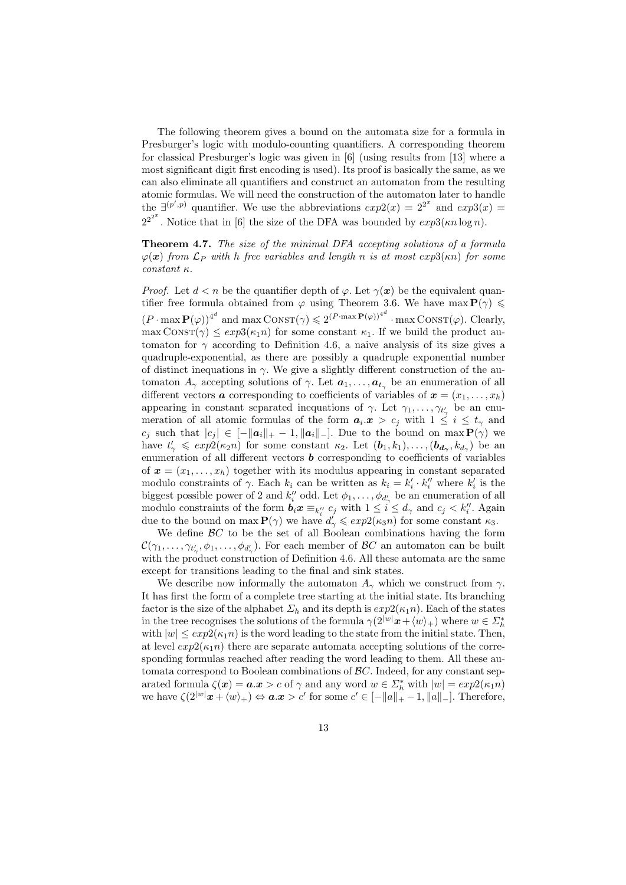The following theorem gives a bound on the automata size for a formula in Presburger's logic with modulo-counting quantifiers. A corresponding theorem for classical Presburger's logic was given in [6] (using results from [13] where a most significant digit first encoding is used). Its proof is basically the same, as we can also eliminate all quantifiers and construct an automaton from the resulting atomic formulas. We will need the construction of the automaton later to handle the $\exists^{(p',p)}$ quantifier. We use the abbreviations $exp2(x) = 2^{2^x}$ and $exp3(x) = 2^{2^{2^x}}$. Notice that in [6] the size of the DFA was bounded by $exp3(\kappa n \log n)$.

**Theorem 4.7.** *The size of the minimal DFA accepting solutions of a formula $\varphi(\boldsymbol{x})$ from $\mathcal{L}_P$ with $h$ free variables and length $n$ is at most $exp3(\kappa n)$ for some constant $\kappa$.*

*Proof.* Let $d < n$ be the quantifier depth of $\varphi$. Let $\gamma(\boldsymbol{x})$ be the equivalent quantifier free formula obtained from $\varphi$ using Theorem 3.6. We have $\max \mathbf{P}(\gamma) \leqslant (P \cdot \max \mathbf{P}(\varphi))^{4^d}$ and $\max \textsc{Const}(\gamma) \leqslant 2^{(P \cdot \max \mathbf{P}(\varphi))^{4^d}} \cdot \max \textsc{Const}(\varphi)$. Clearly, $\max \textsc{Const}(\gamma) \leq exp3(\kappa_1 n)$ for some constant $\kappa_1$. If we build the product automaton for $\gamma$ according to Definition 4.6, a naive analysis of its size gives a quadruple-exponential, as there are possibly a quadruple exponential number of distinct inequations in $\gamma$. We give a slightly different construction of the automaton $A_\gamma$ accepting solutions of $\gamma$. Let $\boldsymbol{a}_1, \ldots, \boldsymbol{a}_{t_\gamma}$ be an enumeration of all different vectors $\boldsymbol{a}$ corresponding to coefficients of variables of $\boldsymbol{x} = (x_1, \ldots, x_h)$ appearing in constant separated inequations of $\gamma$. Let $\gamma_1, \ldots, \gamma_{t'_\gamma}$ be an enumeration of all atomic formulas of the form $\boldsymbol{a}_i.\boldsymbol{x} > c_j$ with $1 \leq i \leq t_\gamma$ and $c_j$ such that $|c_j| \in [-\|\boldsymbol{a}_i\|_+ - 1, \|\boldsymbol{a}_i\|_-]$. Due to the bound on $\max \mathbf{P}(\gamma)$ we have $t'_\gamma \leqslant exp2(\kappa_2 n)$ for some constant $\kappa_2$. Let $(\boldsymbol{b}_1, k_1), \ldots, (\boldsymbol{b}_{\boldsymbol{d}_\gamma}, k_{d_\gamma})$ be an enumeration of all different vectors $\boldsymbol{b}$ corresponding to coefficients of variables of $\boldsymbol{x} = (x_1, \ldots, x_h)$ together with its modulus appearing in constant separated modulo constraints of $\gamma$. Each $k_i$ can be written as $k_i = k'_i \cdot k''_i$ where $k'_i$ is the biggest possible power of 2 and $k''_i$ odd. Let $\phi_1, \ldots, \phi_{d'_\gamma}$ be an enumeration of all modulo constraints of the form $\boldsymbol{b}_i \boldsymbol{x} \equiv_{k''_i} c_j$ with $1 \leq i \leq d_\gamma$ and $c_j < k''_i$. Again due to the bound on $\max \mathbf{P}(\gamma)$ we have $d'_\gamma \leqslant exp2(\kappa_3 n)$ for some constant $\kappa_3$.

We define $\mathcal{BC}$ to be the set of all Boolean combinations having the form $\mathcal{C}(\gamma_1, \ldots, \gamma_{t'_\gamma}, \phi_1, \ldots, \phi_{d'_\gamma})$. For each member of $\mathcal{BC}$ an automaton can be built with the product construction of Definition 4.6. All these automata are the same except for transitions leading to the final and sink states.

We describe now informally the automaton $A_\gamma$ which we construct from $\gamma$. It has first the form of a complete tree starting at the initial state. Its branching factor is the size of the alphabet $\Sigma_h$ and its depth is $exp2(\kappa_1 n)$. Each of the states in the tree recognises the solutions of the formula $\gamma(2^{|w|}\boldsymbol{x} + \langle w \rangle_+)$ where $w \in \Sigma_h^*$ with $|w| \leq exp2(\kappa_1 n)$ is the word leading to the state from the initial state. Then, at level $exp2(\kappa_1 n)$ there are separate automata accepting solutions of the corresponding formulas reached after reading the word leading to them. All these automata correspond to Boolean combinations of $\mathcal{BC}$. Indeed, for any constant separated formula $\zeta(\boldsymbol{x}) = \boldsymbol{a}.\boldsymbol{x} > c$ of $\gamma$ and any word $w \in \Sigma_h^*$ with $|w| = exp2(\kappa_1 n)$ we have $\zeta(2^{|w|}\boldsymbol{x} + \langle w \rangle_+) \Leftrightarrow \boldsymbol{a}.\boldsymbol{x} > c'$ for some $c' \in [-\|a\|_+ - 1, \|a\|_-]$. Therefore,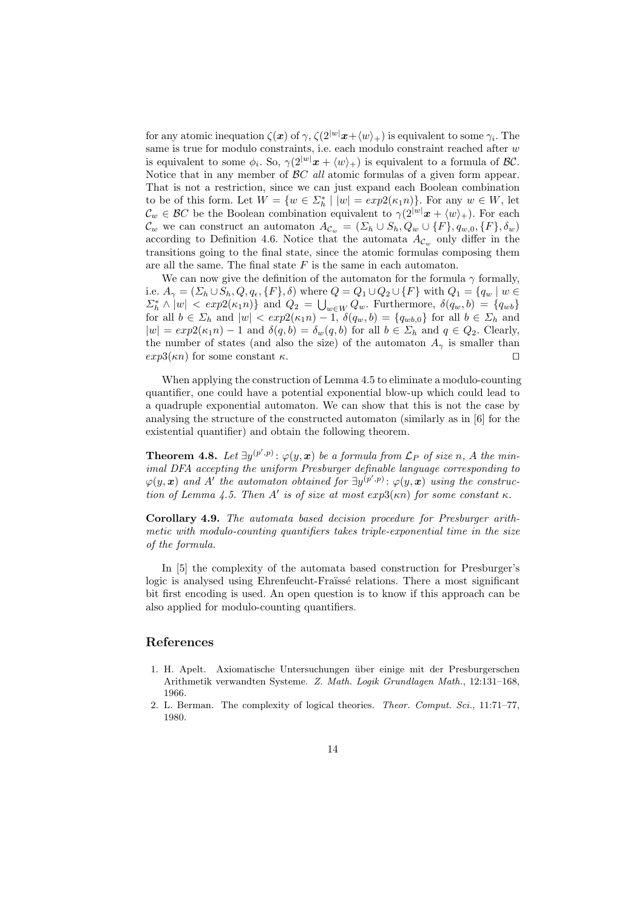for any atomic inequation $\zeta(\boldsymbol{x})$ of $\gamma$, $\zeta(2^{|w|}\boldsymbol{x}+\langle w\rangle_+)$ is equivalent to some $\gamma_i$. The same is true for modulo constraints, i.e. each modulo constraint reached after $w$ is equivalent to some $\phi_i$. So, $\gamma(2^{|w|}\boldsymbol{x}+\langle w\rangle_+)$ is equivalent to a formula of $\mathcal{BC}$. Notice that in any member of $\mathcal{BC}$ *all* atomic formulas of a given form appear. That is not a restriction, since we can just expand each Boolean combination to be of this form. Let $W = \{w \in \Sigma_h^* \mid |w| = exp2(\kappa_1 n)\}$. For any $w \in W$, let $\mathcal{C}_w \in \mathcal{BC}$ be the Boolean combination equivalent to $\gamma(2^{|w|}\boldsymbol{x}+\langle w\rangle_+)$. For each $\mathcal{C}_w$ we can construct an automaton $A_{\mathcal{C}_w} = (\Sigma_h \cup S_h, Q_w \cup \{F\}, q_{w,0}, \{F\}, \delta_w)$ according to Definition 4.6. Notice that the automata $A_{\mathcal{C}_w}$ only differ in the transitions going to the final state, since the atomic formulas composing them are all the same. The final state $F$ is the same in each automaton.

We can now give the definition of the automaton for the formula $\gamma$ formally, i.e. $A_\gamma = (\Sigma_h \cup S_h, Q, q_\epsilon, \{F\}, \delta)$ where $Q = Q_1 \cup Q_2 \cup \{F\}$ with $Q_1 = \{q_w \mid w \in \Sigma_h^* \wedge |w| < exp2(\kappa_1 n)\}$ and $Q_2 = \bigcup_{w\in W} Q_w$. Furthermore, $\delta(q_w, b) = \{q_{wb}\}$ for all $b \in \Sigma_h$ and $|w| < exp2(\kappa_1 n) - 1$, $\delta(q_w, b) = \{q_{wb,0}\}$ for all $b \in \Sigma_h$ and $|w| = exp2(\kappa_1 n) - 1$ and $\delta(q, b) = \delta_w(q, b)$ for all $b \in \Sigma_h$ and $q \in Q_2$. Clearly, the number of states (and also the size) of the automaton $A_\gamma$ is smaller than $exp3(\kappa n)$ for some constant $\kappa$. ⊓⊔

When applying the construction of Lemma 4.5 to eliminate a modulo-counting quantifier, one could have a potential exponential blow-up which could lead to a quadruple exponential automaton. We can show that this is not the case by analysing the structure of the constructed automaton (similarly as in [6] for the existential quantifier) and obtain the following theorem.

**Theorem 4.8.** *Let $\exists y^{(p',p)} \colon \varphi(y, \boldsymbol{x})$ be a formula from $\mathcal{L}_P$ of size $n$, $A$ the minimal DFA accepting the uniform Presburger definable language corresponding to $\varphi(y, \boldsymbol{x})$ and $A'$ the automaton obtained for $\exists y^{(p',p)} \colon \varphi(y, \boldsymbol{x})$ using the construction of Lemma 4.5. Then $A'$ is of size at most $exp3(\kappa n)$ for some constant $\kappa$.*

**Corollary 4.9.** *The automata based decision procedure for Presburger arithmetic with modulo-counting quantifiers takes triple-exponential time in the size of the formula.*

In [5] the complexity of the automata based construction for Presburger's logic is analysed using Ehrenfeucht-Fraïssé relations. There a most significant bit first encoding is used. An open question is to know if this approach can be also applied for modulo-counting quantifiers.

## References

1. H. Apelt. Axiomatische Untersuchungen über einige mit der Presburgerschen Arithmetik verwandten Systeme. *Z. Math. Logik Grundlagen Math.*, 12:131–168, 1966.
2. L. Berman. The complexity of logical theories. *Theor. Comput. Sci.*, 11:71–77, 1980.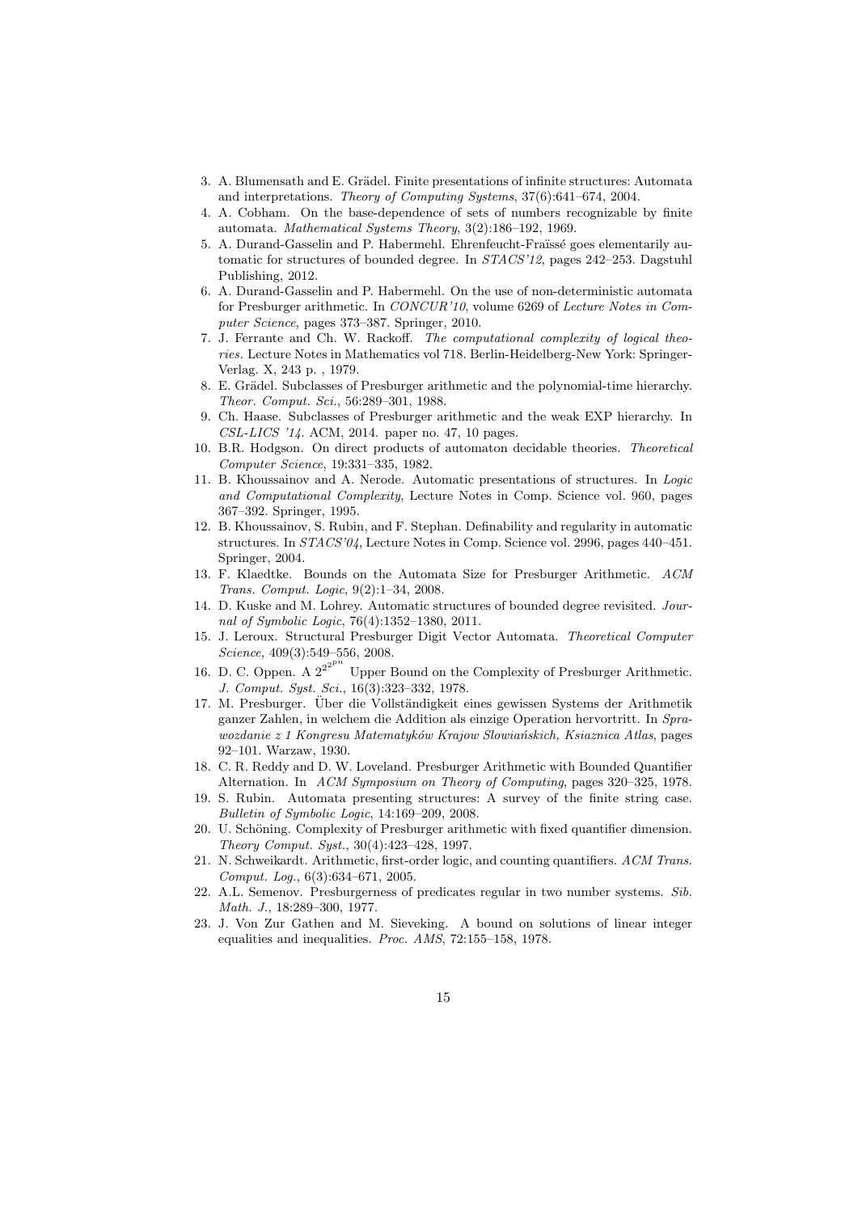3. A. Blumensath and E. Grädel. Finite presentations of infinite structures: Automata and interpretations. *Theory of Computing Systems*, 37(6):641–674, 2004.
4. A. Cobham. On the base-dependence of sets of numbers recognizable by finite automata. *Mathematical Systems Theory*, 3(2):186–192, 1969.
5. A. Durand-Gasselin and P. Habermehl. Ehrenfeucht-Fraïssé goes elementarily automatic for structures of bounded degree. In *STACS'12*, pages 242–253. Dagstuhl Publishing, 2012.
6. A. Durand-Gasselin and P. Habermehl. On the use of non-deterministic automata for Presburger arithmetic. In *CONCUR'10*, volume 6269 of *Lecture Notes in Computer Science*, pages 373–387. Springer, 2010.
7. J. Ferrante and Ch. W. Rackoff. *The computational complexity of logical theories*. Lecture Notes in Mathematics vol 718. Berlin-Heidelberg-New York: Springer-Verlag. X, 243 p. , 1979.
8. E. Grädel. Subclasses of Presburger arithmetic and the polynomial-time hierarchy. *Theor. Comput. Sci.*, 56:289–301, 1988.
9. Ch. Haase. Subclasses of Presburger arithmetic and the weak EXP hierarchy. In *CSL-LICS '14*. ACM, 2014. paper no. 47, 10 pages.
10. B.R. Hodgson. On direct products of automaton decidable theories. *Theoretical Computer Science*, 19:331–335, 1982.
11. B. Khoussainov and A. Nerode. Automatic presentations of structures. In *Logic and Computational Complexity*, Lecture Notes in Comp. Science vol. 960, pages 367–392. Springer, 1995.
12. B. Khoussainov, S. Rubin, and F. Stephan. Definability and regularity in automatic structures. In *STACS'04*, Lecture Notes in Comp. Science vol. 2996, pages 440–451. Springer, 2004.
13. F. Klaedtke. Bounds on the Automata Size for Presburger Arithmetic. *ACM Trans. Comput. Logic*, 9(2):1–34, 2008.
14. D. Kuske and M. Lohrey. Automatic structures of bounded degree revisited. *Journal of Symbolic Logic*, 76(4):1352–1380, 2011.
15. J. Leroux. Structural Presburger Digit Vector Automata. *Theoretical Computer Science*, 409(3):549–556, 2008.
16. D. C. Oppen. A $2^{2^{2^{pn}}}$ Upper Bound on the Complexity of Presburger Arithmetic. *J. Comput. Syst. Sci.*, 16(3):323–332, 1978.
17. M. Presburger. Über die Vollständigkeit eines gewissen Systems der Arithmetik ganzer Zahlen, in welchem die Addition als einzige Operation hervortritt. In *Sprawozdanie z 1 Kongresu Matematyków Krajow Slowiańskich, Ksiaznica Atlas*, pages 92–101. Warzaw, 1930.
18. C. R. Reddy and D. W. Loveland. Presburger Arithmetic with Bounded Quantifier Alternation. In *ACM Symposium on Theory of Computing*, pages 320–325, 1978.
19. S. Rubin. Automata presenting structures: A survey of the finite string case. *Bulletin of Symbolic Logic*, 14:169–209, 2008.
20. U. Schöning. Complexity of Presburger arithmetic with fixed quantifier dimension. *Theory Comput. Syst.*, 30(4):423–428, 1997.
21. N. Schweikardt. Arithmetic, first-order logic, and counting quantifiers. *ACM Trans. Comput. Log.*, 6(3):634–671, 2005.
22. A.L. Semenov. Presburgerness of predicates regular in two number systems. *Sib. Math. J.*, 18:289–300, 1977.
23. J. Von Zur Gathen and M. Sieveking. A bound on solutions of linear integer equalities and inequalities. *Proc. AMS*, 72:155–158, 1978.